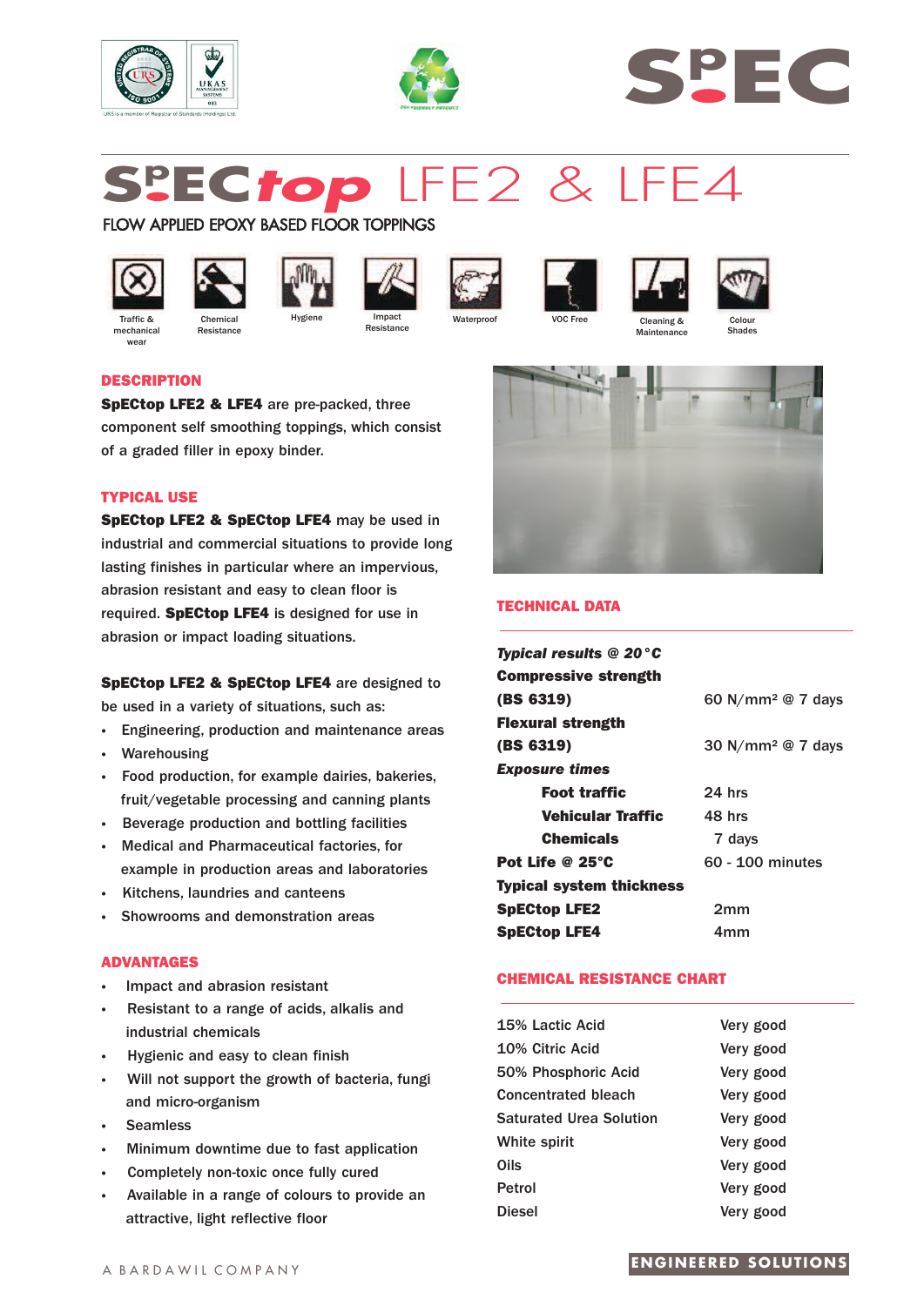# SPECtop LFE2 & LFE4

## FLOW APPLIED EPOXY BASED FLOOR TOPPINGS

Traffic & mechanical wear | Chemical Resistance | Hygiene | Impact Resistance | Waterproof | VOC Free | Cleaning & Maintenance | Colour Shades

## DESCRIPTION

**SpECtop LFE2 & LFE4** are pre-packed, three component self smoothing toppings, which consist of a graded filler in epoxy binder.

## TYPICAL USE

**SpECtop LFE2 & SpECtop LFE4** may be used in industrial and commercial situations to provide long lasting finishes in particular where an impervious, abrasion resistant and easy to clean floor is required. **SpECtop LFE4** is designed for use in abrasion or impact loading situations.

**SpECtop LFE2 & SpECtop LFE4** are designed to be used in a variety of situations, such as:

- Engineering, production and maintenance areas
- Warehousing
- Food production, for example dairies, bakeries, fruit/vegetable processing and canning plants
- Beverage production and bottling facilities
- Medical and Pharmaceutical factories, for example in production areas and laboratories
- Kitchens, laundries and canteens
- Showrooms and demonstration areas

## ADVANTAGES

- Impact and abrasion resistant
- Resistant to a range of acids, alkalis and industrial chemicals
- Hygienic and easy to clean finish
- Will not support the growth of bacteria, fungi and micro-organism
- Seamless
- Minimum downtime due to fast application
- Completely non-toxic once fully cured
- Available in a range of colours to provide an attractive, light reflective floor

## TECHNICAL DATA

| ***Typical results @ 20°C*** | |
|---|---|
| **Compressive strength (BS 6319)** | 60 N/mm² @ 7 days |
| **Flexural strength (BS 6319)** | 30 N/mm² @ 7 days |
| ***Exposure times*** | |
| **Foot traffic** | 24 hrs |
| **Vehicular Traffic** | 48 hrs |
| **Chemicals** | 7 days |
| **Pot Life @ 25°C** | 60 - 100 minutes |
| **Typical system thickness** | |
| **SpECtop LFE2** | 2mm |
| **SpECtop LFE4** | 4mm |

## CHEMICAL RESISTANCE CHART

| | |
|---|---|
| 15% Lactic Acid | Very good |
| 10% Citric Acid | Very good |
| 50% Phosphoric Acid | Very good |
| Concentrated bleach | Very good |
| Saturated Urea Solution | Very good |
| White spirit | Very good |
| Oils | Very good |
| Petrol | Very good |
| Diesel | Very good |

A BARDAWIL COMPANY

ENGINEERED SOLUTIONS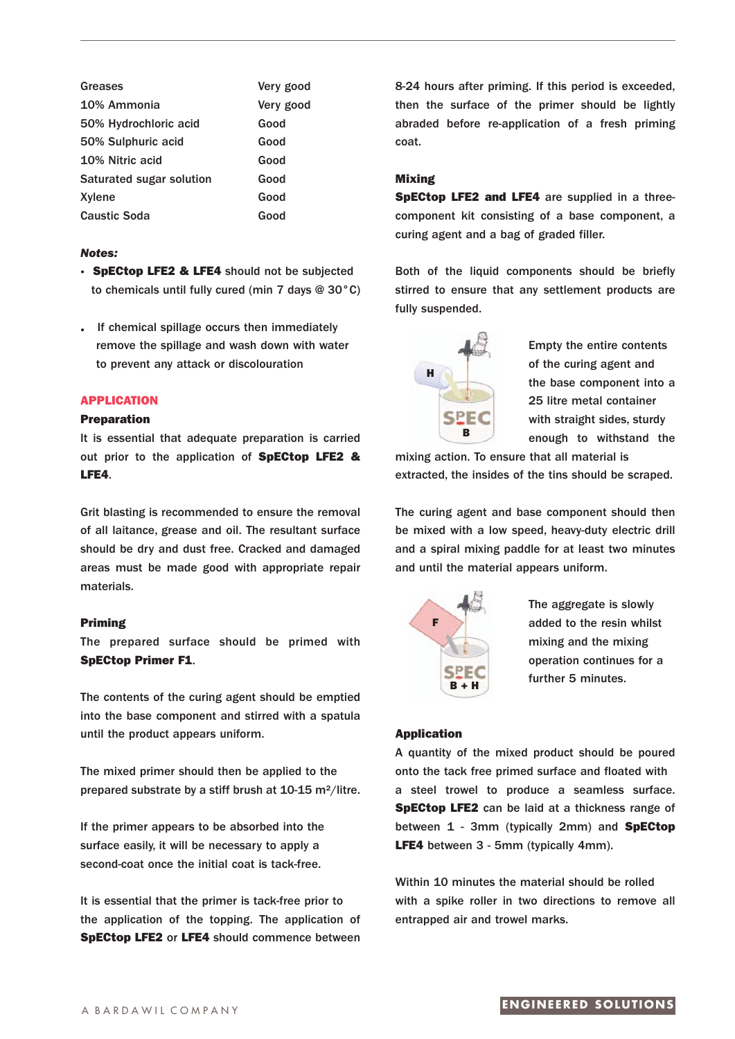| | |
|---|---|
| Greases | Very good |
| 10% Ammonia | Very good |
| 50% Hydrochloric acid | Good |
| 50% Sulphuric acid | Good |
| 10% Nitric acid | Good |
| Saturated sugar solution | Good |
| Xylene | Good |
| Caustic Soda | Good |

***Notes:***

- **SpECtop LFE2 & LFE4** should not be subjected to chemicals until fully cured (min 7 days @ 30°C)
- If chemical spillage occurs then immediately remove the spillage and wash down with water to prevent any attack or discolouration

## APPLICATION

### Preparation

It is essential that adequate preparation is carried out prior to the application of **SpECtop LFE2 & LFE4**.

Grit blasting is recommended to ensure the removal of all laitance, grease and oil. The resultant surface should be dry and dust free. Cracked and damaged areas must be made good with appropriate repair materials.

### Priming

The prepared surface should be primed with **SpECtop Primer F1**.

The contents of the curing agent should be emptied into the base component and stirred with a spatula until the product appears uniform.

The mixed primer should then be applied to the prepared substrate by a stiff brush at 10-15 m²/litre.

If the primer appears to be absorbed into the surface easily, it will be necessary to apply a second-coat once the initial coat is tack-free.

It is essential that the primer is tack-free prior to the application of the topping. The application of **SpECtop LFE2** or **LFE4** should commence between 8-24 hours after priming. If this period is exceeded, then the surface of the primer should be lightly abraded before re-application of a fresh priming coat.

### Mixing

**SpECtop LFE2 and LFE4** are supplied in a three-component kit consisting of a base component, a curing agent and a bag of graded filler.

Both of the liquid components should be briefly stirred to ensure that any settlement products are fully suspended.

Empty the entire contents of the curing agent and the base component into a 25 litre metal container with straight sides, sturdy enough to withstand the mixing action. To ensure that all material is extracted, the insides of the tins should be scraped.

The curing agent and base component should then be mixed with a low speed, heavy-duty electric drill and a spiral mixing paddle for at least two minutes and until the material appears uniform.

The aggregate is slowly added to the resin whilst mixing and the mixing operation continues for a further 5 minutes.

### Application

A quantity of the mixed product should be poured onto the tack free primed surface and floated with a steel trowel to produce a seamless surface. **SpECtop LFE2** can be laid at a thickness range of between 1 - 3mm (typically 2mm) and **SpECtop LFE4** between 3 - 5mm (typically 4mm).

Within 10 minutes the material should be rolled with a spike roller in two directions to remove all entrapped air and trowel marks.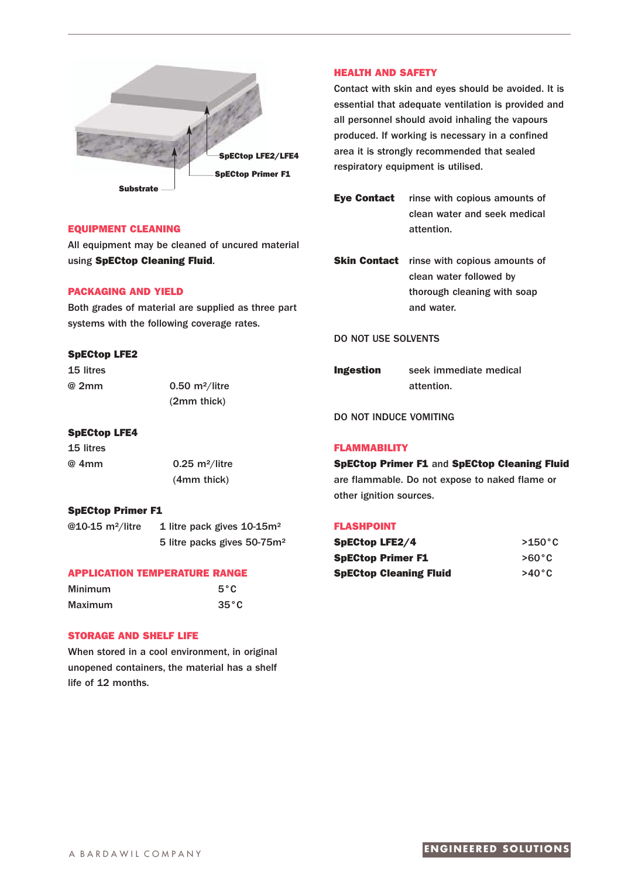SpECtop LFE2/LFE4

SpECtop Primer F1

Substrate

## EQUIPMENT CLEANING

All equipment may be cleaned of uncured material using **SpECtop Cleaning Fluid**.

## PACKAGING AND YIELD

Both grades of material are supplied as three part systems with the following coverage rates.

**SpECtop LFE2**

15 litres

| | |
|---|---|
| @ 2mm | 0.50 m²/litre (2mm thick) |

**SpECtop LFE4**

15 litres

| | |
|---|---|
| @ 4mm | 0.25 m²/litre (4mm thick) |

**SpECtop Primer F1**

| | |
|---|---|
| @10-15 m²/litre | 1 litre pack gives 10-15m² |
| | 5 litre packs gives 50-75m² |

## APPLICATION TEMPERATURE RANGE

| | |
|---|---|
| Minimum | 5°C |
| Maximum | 35°C |

## STORAGE AND SHELF LIFE

When stored in a cool environment, in original unopened containers, the material has a shelf life of 12 months.

## HEALTH AND SAFETY

Contact with skin and eyes should be avoided. It is essential that adequate ventilation is provided and all personnel should avoid inhaling the vapours produced. If working is necessary in a confined area it is strongly recommended that sealed respiratory equipment is utilised.

**Eye Contact** rinse with copious amounts of clean water and seek medical attention.

**Skin Contact** rinse with copious amounts of clean water followed by thorough cleaning with soap and water.

DO NOT USE SOLVENTS

**Ingestion** seek immediate medical attention.

DO NOT INDUCE VOMITING

## FLAMMABILITY

**SpECtop Primer F1** and **SpECtop Cleaning Fluid** are flammable. Do not expose to naked flame or other ignition sources.

## FLASHPOINT

| | |
|---|---|
| **SpECtop LFE2/4** | >150°C |
| **SpECtop Primer F1** | >60°C |
| **SpECtop Cleaning Fluid** | >40°C |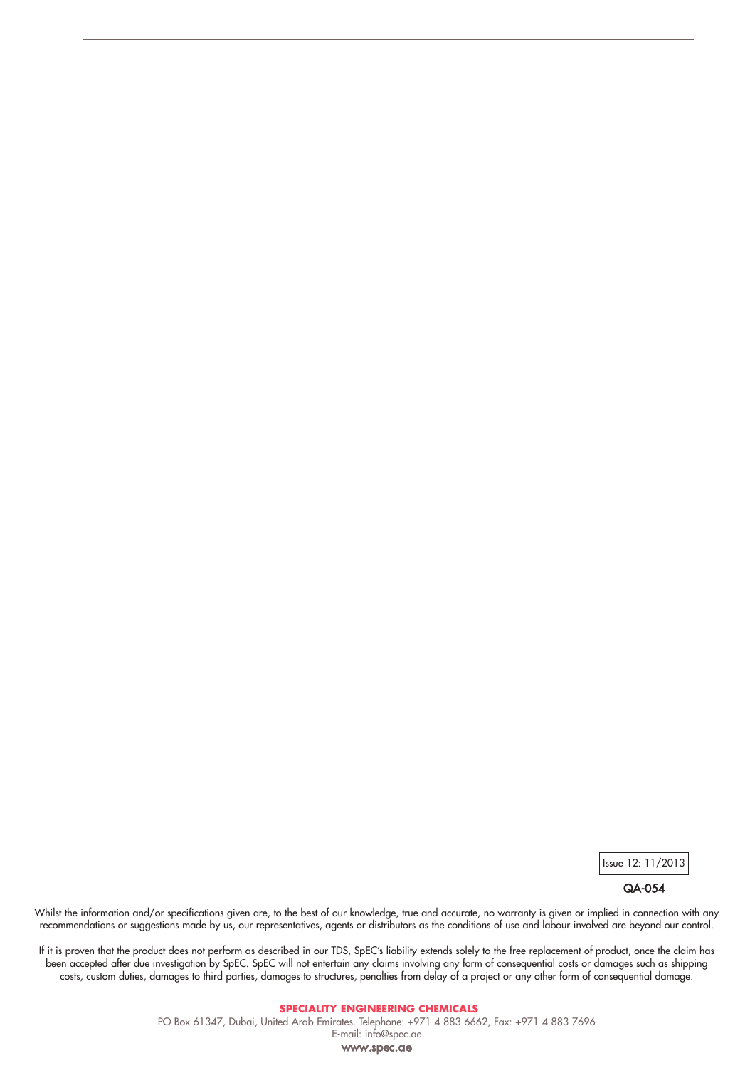Issue 12: 11/2013

QA-054

Whilst the information and/or specifications given are, to the best of our knowledge, true and accurate, no warranty is given or implied in connection with any recommendations or suggestions made by us, our representatives, agents or distributors as the conditions of use and labour involved are beyond our control.

If it is proven that the product does not perform as described in our TDS, SpEC's liability extends solely to the free replacement of product, once the claim has been accepted after due investigation by SpEC. SpEC will not entertain any claims involving any form of consequential costs or damages such as shipping costs, custom duties, damages to third parties, damages to structures, penalties from delay of a project or any other form of consequential damage.

**SPECIALITY ENGINEERING CHEMICALS**

PO Box 61347, Dubai, United Arab Emirates. Telephone: +971 4 883 6662, Fax: +971 4 883 7696
E-mail: info@spec.ae
**www.spec.ae**